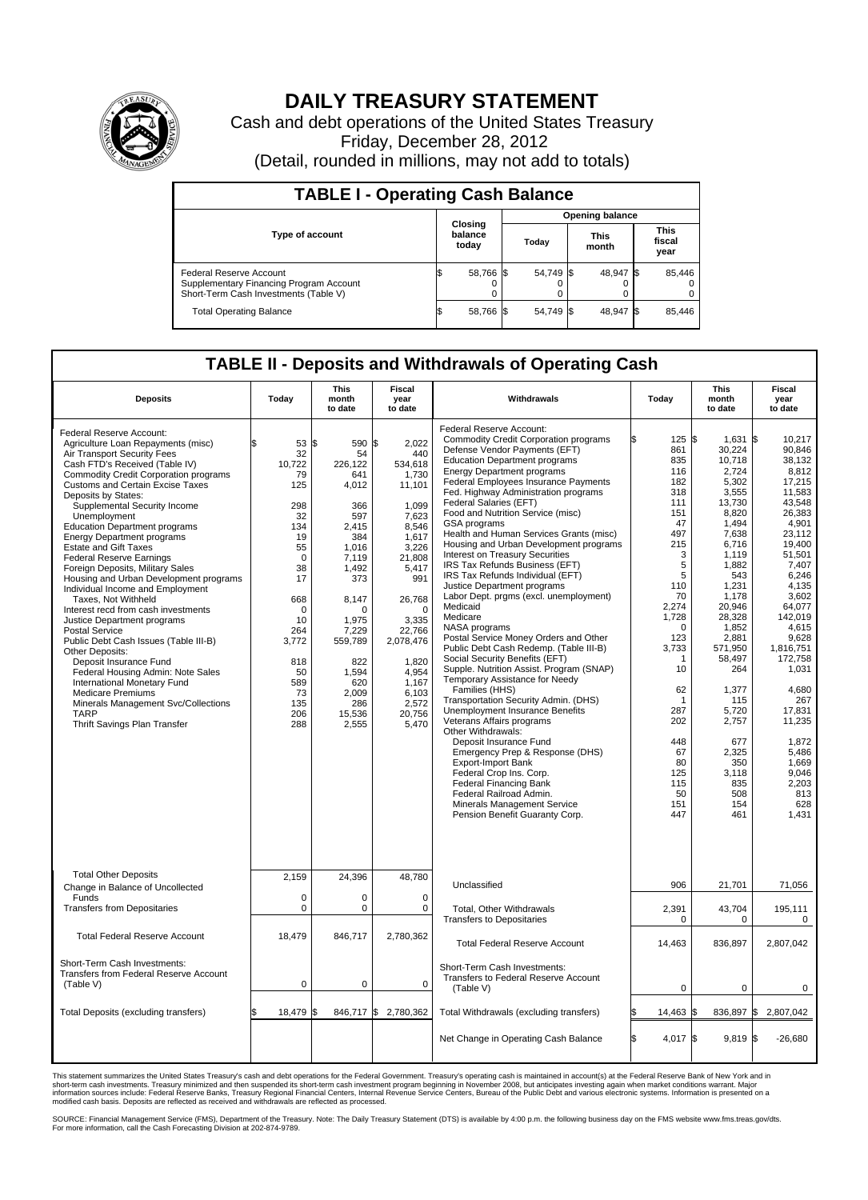# DAILY TREASURY STATEMENT

Cash and debt operations of the United States Treasury

Friday, December 28, 2012

(Detail, rounded in millions, may not add to totals)

## TABLE I - Operating Cash Balance

| Type of account | Closing balance today | Opening balance Today | Opening balance This month | Opening balance This fiscal year |
|---|---|---|---|---|
| Federal Reserve Account | $ 58,766 | $ 54,749 | $ 48,947 | $ 85,446 |
| Supplementary Financing Program Account | 0 | 0 | 0 | 0 |
| Short-Term Cash Investments (Table V) | 0 | 0 | 0 | 0 |
| Total Operating Balance | $ 58,766 | $ 54,749 | $ 48,947 | $ 85,446 |

## TABLE II - Deposits and Withdrawals of Operating Cash

| Deposits | Today | This month to date | Fiscal year to date | Withdrawals | Today | This month to date | Fiscal year to date |
|---|---|---|---|---|---|---|---|
| Federal Reserve Account: | | | | Federal Reserve Account: | | | |
| Agriculture Loan Repayments (misc) | $ 53 | $ 590 | $ 2,022 | Commodity Credit Corporation programs | $ 125 | $ 1,631 | $ 10,217 |
| Air Transport Security Fees | 32 | 54 | 440 | Defense Vendor Payments (EFT) | 861 | 30,224 | 90,846 |
| Cash FTD's Received (Table IV) | 10,722 | 226,122 | 534,618 | Education Department programs | 835 | 10,718 | 38,132 |
| Commodity Credit Corporation programs | 79 | 641 | 1,730 | Energy Department programs | 116 | 2,724 | 8,812 |
| Customs and Certain Excise Taxes | 125 | 4,012 | 11,101 | Federal Employees Insurance Payments | 182 | 5,302 | 17,215 |
| Deposits by States: | | | | Fed. Highway Administration programs | 318 | 3,555 | 11,583 |
| Supplemental Security Income | 298 | 366 | 1,099 | Federal Salaries (EFT) | 111 | 13,730 | 43,548 |
| Unemployment | 32 | 597 | 7,623 | Food and Nutrition Service (misc) | 151 | 8,820 | 26,383 |
| Education Department programs | 134 | 2,415 | 8,546 | GSA programs | 47 | 1,494 | 4,901 |
| Energy Department programs | 19 | 384 | 1,617 | Health and Human Services Grants (misc) | 497 | 7,638 | 23,112 |
| Estate and Gift Taxes | 55 | 1,016 | 3,226 | Housing and Urban Development programs | 215 | 6,716 | 19,400 |
| Federal Reserve Earnings | 0 | 7,119 | 21,808 | Interest on Treasury Securities | 3 | 1,119 | 51,501 |
| Foreign Deposits, Military Sales | 38 | 1,492 | 5,417 | IRS Tax Refunds Business (EFT) | 5 | 1,882 | 7,407 |
| Housing and Urban Development programs | 17 | 373 | 991 | IRS Tax Refunds Individual (EFT) | 5 | 543 | 6,246 |
| Individual Income and Employment Taxes, Not Withheld | 668 | 8,147 | 26,768 | Justice Department programs | 110 | 1,231 | 4,135 |
| Interest recd from cash investments | 0 | 0 | 0 | Labor Dept. prgms (excl. unemployment) | 70 | 1,178 | 3,602 |
| Justice Department programs | 10 | 1,975 | 3,335 | Medicaid | 2,274 | 20,946 | 64,077 |
| Postal Service | 264 | 7,229 | 22,766 | Medicare | 1,728 | 28,328 | 142,019 |
| Public Debt Cash Issues (Table III-B) | 3,772 | 559,789 | 2,078,476 | NASA programs | 0 | 1,852 | 4,615 |
| Other Deposits: | | | | Postal Service Money Orders and Other | 123 | 2,881 | 9,628 |
| Deposit Insurance Fund | 818 | 822 | 1,820 | Public Debt Cash Redemp. (Table III-B) | 3,733 | 571,950 | 1,816,751 |
| Federal Housing Admin: Note Sales | 50 | 1,594 | 4,954 | Social Security Benefits (EFT) | 1 | 58,497 | 172,758 |
| International Monetary Fund | 589 | 620 | 1,167 | Supple. Nutrition Assist. Program (SNAP) | 10 | 264 | 1,031 |
| Medicare Premiums | 73 | 2,009 | 6,103 | Temporary Assistance for Needy Families (HHS) | 62 | 1,377 | 4,680 |
| Minerals Management Svc/Collections | 135 | 286 | 2,572 | Transportation Security Admin. (DHS) | 1 | 115 | 267 |
| TARP | 206 | 15,536 | 20,756 | Unemployment Insurance Benefits | 287 | 5,720 | 17,831 |
| Thrift Savings Plan Transfer | 288 | 2,555 | 5,470 | Veterans Affairs programs | 202 | 2,757 | 11,235 |
| | | | | Other Withdrawals: | | | |
| | | | | Deposit Insurance Fund | 448 | 677 | 1,872 |
| | | | | Emergency Prep & Response (DHS) | 67 | 2,325 | 5,486 |
| | | | | Export-Import Bank | 80 | 350 | 1,669 |
| | | | | Federal Crop Ins. Corp. | 125 | 3,118 | 9,046 |
| | | | | Federal Financing Bank | 115 | 835 | 2,203 |
| | | | | Federal Railroad Admin. | 50 | 508 | 813 |
| | | | | Minerals Management Service | 151 | 154 | 628 |
| | | | | Pension Benefit Guaranty Corp. | 447 | 461 | 1,431 |
| Total Other Deposits | 2,159 | 24,396 | 48,780 | Unclassified | 906 | 21,701 | 71,056 |
| Change in Balance of Uncollected Funds | 0 | 0 | 0 | | | | |
| Transfers from Depositaries | 0 | 0 | 0 | Total, Other Withdrawals | 2,391 | 43,704 | 195,111 |
| | | | | Transfers to Depositaries | 0 | 0 | 0 |
| Total Federal Reserve Account | 18,479 | 846,717 | 2,780,362 | Total Federal Reserve Account | 14,463 | 836,897 | 2,807,042 |
| Short-Term Cash Investments: Transfers from Federal Reserve Account (Table V) | 0 | 0 | 0 | Short-Term Cash Investments: Transfers to Federal Reserve Account (Table V) | 0 | 0 | 0 |
| Total Deposits (excluding transfers) | $ 18,479 | $ 846,717 | $ 2,780,362 | Total Withdrawals (excluding transfers) | $ 14,463 | $ 836,897 | $ 2,807,042 |
| | | | | Net Change in Operating Cash Balance | $ 4,017 | $ 9,819 | $ -26,680 |

This statement summarizes the United States Treasury's cash and debt operations for the Federal Government. Treasury's operating cash is maintained in account(s) at the Federal Reserve Bank of New York and in short-term cash investments. Treasury minimized and then suspended its short-term cash investment program beginning in November 2008, but anticipates investing again when market conditions warrant. Major information sources include: Federal Reserve Banks, Treasury Regional Financial Centers, Internal Revenue Service Centers, Bureau of the Public Debt and various electronic systems. Information is presented on a modified cash basis. Deposits are reflected as received and withdrawals are reflected as processed.

SOURCE: Financial Management Service (FMS), Department of the Treasury. Note: The Daily Treasury Statement (DTS) is available by 4:00 p.m. the following business day on the FMS website www.fms.treas.gov/dts. For more information, call the Cash Forecasting Division at 202-874-9789.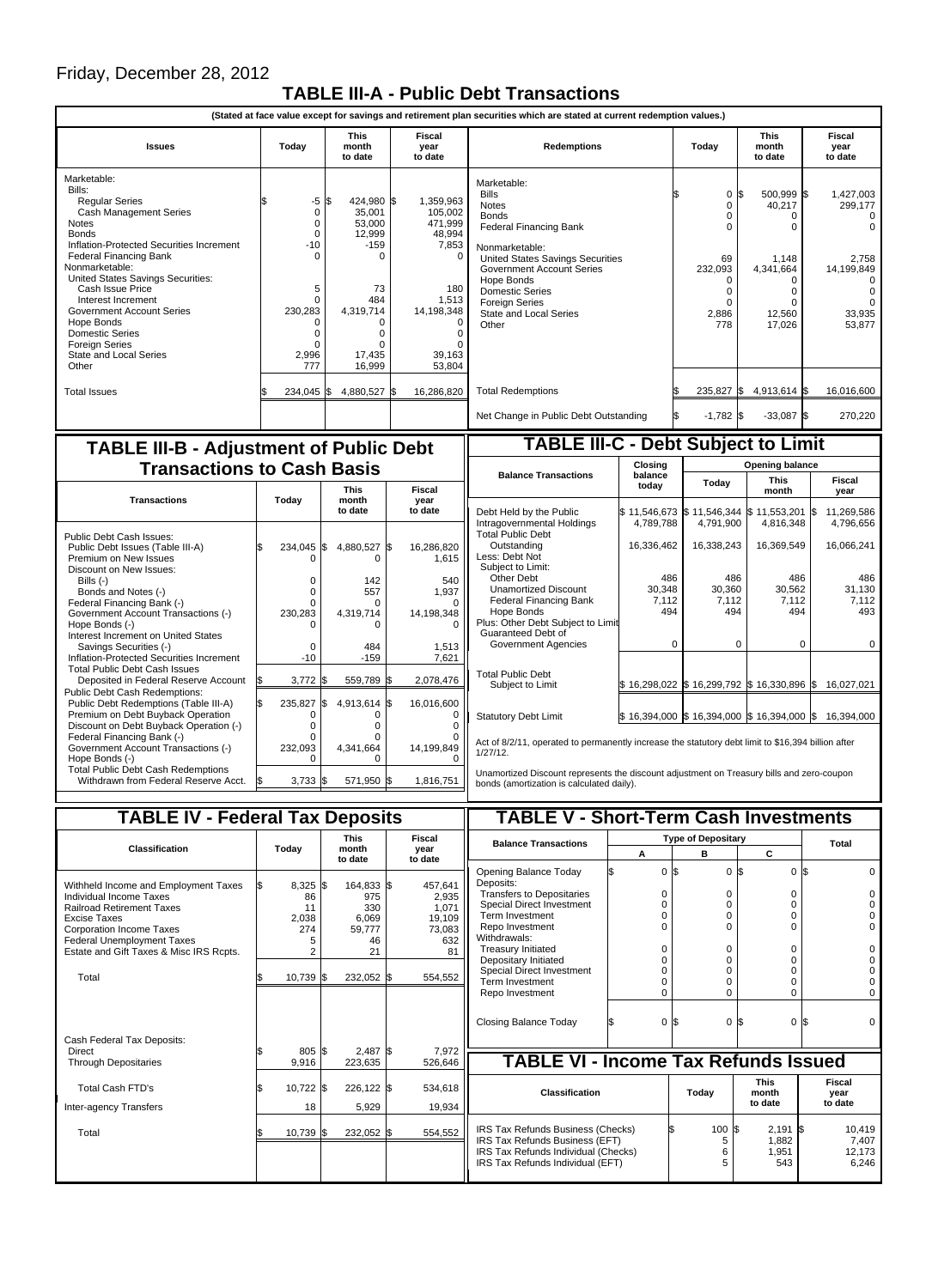Friday, December 28, 2012

# TABLE III-A - Public Debt Transactions

(Stated at face value except for savings and retirement plan securities which are stated at current redemption values.)

| Issues | Today | This month to date | Fiscal year to date |
|---|---|---|---|
| Marketable: | | | |
| Bills: | | | |
| Regular Series | $ -5 | $ 424,980 | $ 1,359,963 |
| Cash Management Series | 0 | 35,001 | 105,002 |
| Notes | 0 | 53,000 | 471,999 |
| Bonds | 0 | 12,999 | 48,994 |
| Inflation-Protected Securities Increment | -10 | -159 | 7,853 |
| Federal Financing Bank | 0 | 0 | 0 |
| Nonmarketable: | | | |
| United States Savings Securities: | | | |
| Cash Issue Price | 5 | 73 | 180 |
| Interest Increment | 0 | 484 | 1,513 |
| Government Account Series | 230,283 | 4,319,714 | 14,198,348 |
| Hope Bonds | 0 | 0 | 0 |
| Domestic Series | 0 | 0 | 0 |
| Foreign Series | 0 | 0 | 0 |
| State and Local Series | 2,996 | 17,435 | 39,163 |
| Other | 777 | 16,999 | 53,804 |
| Total Issues | $ 234,045 | $ 4,880,527 | $ 16,286,820 |

| Redemptions | Today | This month to date | Fiscal year to date |
|---|---|---|---|
| Marketable: | | | |
| Bills | $ 0 | $ 500,999 | $ 1,427,003 |
| Notes | 0 | 40,217 | 299,177 |
| Bonds | 0 | 0 | 0 |
| Federal Financing Bank | 0 | 0 | 0 |
| Nonmarketable: | | | |
| United States Savings Securities | 69 | 1,148 | 2,758 |
| Government Account Series | 232,093 | 4,341,664 | 14,199,849 |
| Hope Bonds | 0 | 0 | 0 |
| Domestic Series | 0 | 0 | 0 |
| Foreign Series | 0 | 0 | 0 |
| State and Local Series | 2,886 | 12,560 | 33,935 |
| Other | 778 | 17,026 | 53,877 |
| Total Redemptions | $ 235,827 | $ 4,913,614 | $ 16,016,600 |
| Net Change in Public Debt Outstanding | $ -1,782 | $ -33,087 | $ 270,220 |

# TABLE III-B - Adjustment of Public Debt Transactions to Cash Basis

| Transactions | Today | This month to date | Fiscal year to date |
|---|---|---|---|
| Public Debt Cash Issues: | | | |
| Public Debt Issues (Table III-A) | $ 234,045 | $ 4,880,527 | $ 16,286,820 |
| Premium on New Issues | 0 | 0 | 1,615 |
| Discount on New Issues: | | | |
| Bills (-) | 0 | 142 | 540 |
| Bonds and Notes (-) | 0 | 557 | 1,937 |
| Federal Financing Bank (-) | 0 | 0 | 0 |
| Government Account Transactions (-) | 230,283 | 4,319,714 | 14,198,348 |
| Hope Bonds (-) | 0 | 0 | 0 |
| Interest Increment on United States Savings Securities (-) | 0 | 484 | 1,513 |
| Inflation-Protected Securities Increment | -10 | -159 | 7,621 |
| Total Public Debt Cash Issues Deposited in Federal Reserve Account | $ 3,772 | $ 559,789 | $ 2,078,476 |
| Public Debt Cash Redemptions: | | | |
| Public Debt Redemptions (Table III-A) | $ 235,827 | $ 4,913,614 | $ 16,016,600 |
| Premium on Debt Buyback Operation | 0 | 0 | 0 |
| Discount on Debt Buyback Operation (-) | 0 | 0 | 0 |
| Federal Financing Bank (-) | 0 | 0 | 0 |
| Government Account Transactions (-) | 232,093 | 4,341,664 | 14,199,849 |
| Hope Bonds (-) | 0 | 0 | 0 |
| Total Public Debt Cash Redemptions Withdrawn from Federal Reserve Acct. | $ 3,733 | $ 571,950 | $ 1,816,751 |

# TABLE III-C - Debt Subject to Limit

| Balance Transactions | Closing balance today | Opening balance Today | Opening balance This month | Opening balance Fiscal year |
|---|---|---|---|---|
| Debt Held by the Public | $ 11,546,673 | $ 11,546,344 | $ 11,553,201 | $ 11,269,586 |
| Intragovernmental Holdings | 4,789,788 | 4,791,900 | 4,816,348 | 4,796,656 |
| Total Public Debt Outstanding | 16,336,462 | 16,338,243 | 16,369,549 | 16,066,241 |
| Less: Debt Not Subject to Limit: | | | | |
| Other Debt | 486 | 486 | 486 | 486 |
| Unamortized Discount | 30,348 | 30,360 | 30,562 | 31,130 |
| Federal Financing Bank | 7,112 | 7,112 | 7,112 | 7,112 |
| Hope Bonds | 494 | 494 | 494 | 493 |
| Plus: Other Debt Subject to Limit | | | | |
| Guaranteed Debt of Government Agencies | 0 | 0 | 0 | 0 |
| Total Public Debt Subject to Limit | $ 16,298,022 | $ 16,299,792 | $ 16,330,896 | $ 16,027,021 |
| Statutory Debt Limit | $ 16,394,000 | $ 16,394,000 | $ 16,394,000 | $ 16,394,000 |

Act of 8/2/11, operated to permanently increase the statutory debt limit to $16,394 billion after 1/27/12.

Unamortized Discount represents the discount adjustment on Treasury bills and zero-coupon bonds (amortization is calculated daily).

# TABLE IV - Federal Tax Deposits

| Classification | Today | This month to date | Fiscal year to date |
|---|---|---|---|
| Withheld Income and Employment Taxes | $ 8,325 | $ 164,833 | $ 457,641 |
| Individual Income Taxes | 86 | 975 | 2,935 |
| Railroad Retirement Taxes | 11 | 330 | 1,071 |
| Excise Taxes | 2,038 | 6,069 | 19,109 |
| Corporation Income Taxes | 274 | 59,777 | 73,083 |
| Federal Unemployment Taxes | 5 | 46 | 632 |
| Estate and Gift Taxes & Misc IRS Rcpts. | 2 | 21 | 81 |
| Total | $ 10,739 | $ 232,052 | $ 554,552 |
| Cash Federal Tax Deposits: | | | |
| Direct | $ 805 | $ 2,487 | $ 7,972 |
| Through Depositaries | 9,916 | 223,635 | 526,646 |
| Total Cash FTD's | $ 10,722 | $ 226,122 | $ 534,618 |
| Inter-agency Transfers | 18 | 5,929 | 19,934 |
| Total | $ 10,739 | $ 232,052 | $ 554,552 |

# TABLE V - Short-Term Cash Investments

| Balance Transactions | Type of Depositary A | Type of Depositary B | Type of Depositary C | Total |
|---|---|---|---|---|
| Opening Balance Today | $ 0 | $ 0 | $ 0 | $ 0 |
| Deposits: | | | | |
| Transfers to Depositaries | 0 | 0 | 0 | 0 |
| Special Direct Investment | 0 | 0 | 0 | 0 |
| Term Investment | 0 | 0 | 0 | 0 |
| Repo Investment | 0 | 0 | 0 | 0 |
| Withdrawals: | | | | |
| Treasury Initiated | 0 | 0 | 0 | 0 |
| Depositary Initiated | 0 | 0 | 0 | 0 |
| Special Direct Investment | 0 | 0 | 0 | 0 |
| Term Investment | 0 | 0 | 0 | 0 |
| Repo Investment | 0 | 0 | 0 | 0 |
| Closing Balance Today | $ 0 | $ 0 | $ 0 | $ 0 |

# TABLE VI - Income Tax Refunds Issued

| Classification | Today | This month to date | Fiscal year to date |
|---|---|---|---|
| IRS Tax Refunds Business (Checks) | $ 100 | $ 2,191 | $ 10,419 |
| IRS Tax Refunds Business (EFT) | 5 | 1,882 | 7,407 |
| IRS Tax Refunds Individual (Checks) | 6 | 1,951 | 12,173 |
| IRS Tax Refunds Individual (EFT) | 5 | 543 | 6,246 |